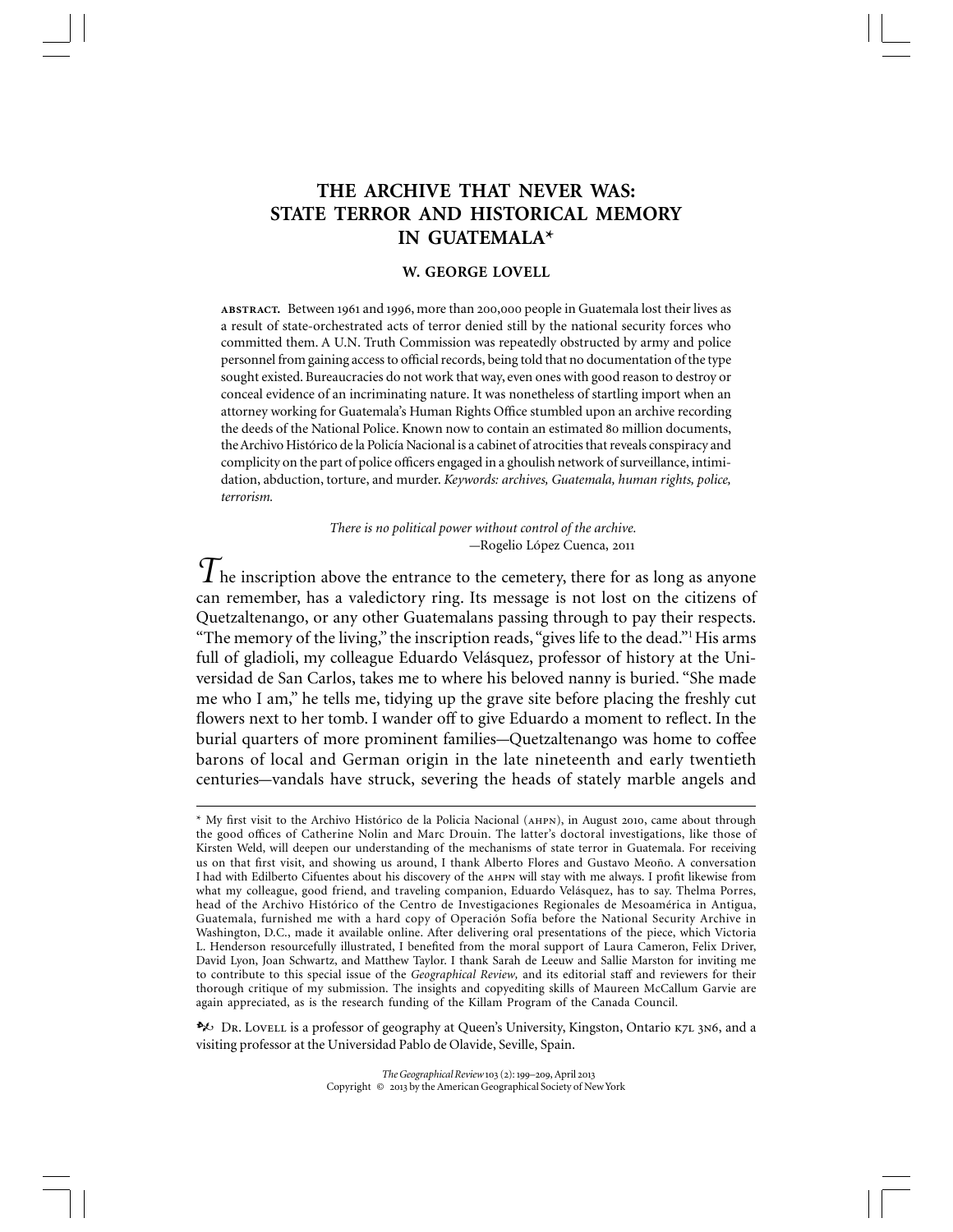# THE ARCHIVE THAT NEVER WAS: STATE TERROR AND HISTORICAL MEMORY IN GUATEMALA*

**W. GEORGE LOVELL**

ABSTRACT. Between 1961 and 1996, more than 200,000 people in Guatemala lost their lives as a result of state-orchestrated acts of terror denied still by the national security forces who committed them. A U.N. Truth Commission was repeatedly obstructed by army and police personnel from gaining access to official records, being told that no documentation of the type sought existed. Bureaucracies do not work that way, even ones with good reason to destroy or conceal evidence of an incriminating nature. It was nonetheless of startling import when an attorney working for Guatemala's Human Rights Office stumbled upon an archive recording the deeds of the National Police. Known now to contain an estimated 80 million documents, the Archivo Histórico de la Policía Nacional is a cabinet of atrocities that reveals conspiracy and complicity on the part of police officers engaged in a ghoulish network of surveillance, intimidation, abduction, torture, and murder. *Keywords: archives, Guatemala, human rights, police, terrorism.*

*There is no political power without control of the archive.*
—Rogelio López Cuenca, 2011

The inscription above the entrance to the cemetery, there for as long as anyone can remember, has a valedictory ring. Its message is not lost on the citizens of Quetzaltenango, or any other Guatemalans passing through to pay their respects. "The memory of the living," the inscription reads, "gives life to the dead."[1] His arms full of gladioli, my colleague Eduardo Velásquez, professor of history at the Universidad de San Carlos, takes me to where his beloved nanny is buried. "She made me who I am," he tells me, tidying up the grave site before placing the freshly cut flowers next to her tomb. I wander off to give Eduardo a moment to reflect. In the burial quarters of more prominent families—Quetzaltenango was home to coffee barons of local and German origin in the late nineteenth and early twentieth centuries—vandals have struck, severing the heads of stately marble angels and

---

\* My first visit to the Archivo Histórico de la Policia Nacional (AHPN), in August 2010, came about through the good offices of Catherine Nolin and Marc Drouin. The latter's doctoral investigations, like those of Kirsten Weld, will deepen our understanding of the mechanisms of state terror in Guatemala. For receiving us on that first visit, and showing us around, I thank Alberto Flores and Gustavo Meoño. A conversation I had with Edilberto Cifuentes about his discovery of the AHPN will stay with me always. I profit likewise from what my colleague, good friend, and traveling companion, Eduardo Velásquez, has to say. Thelma Porres, head of the Archivo Histórico of the Centro de Investigaciones Regionales de Mesoamérica in Antigua, Guatemala, furnished me with a hard copy of Operación Sofía before the National Security Archive in Washington, D.C., made it available online. After delivering oral presentations of the piece, which Victoria L. Henderson resourcefully illustrated, I benefited from the moral support of Laura Cameron, Felix Driver, David Lyon, Joan Schwartz, and Matthew Taylor. I thank Sarah de Leeuw and Sallie Marston for inviting me to contribute to this special issue of the *Geographical Review*, and its editorial staff and reviewers for their thorough critique of my submission. The insights and copyediting skills of Maureen McCallum Garvie are again appreciated, as is the research funding of the Killam Program of the Canada Council.

DR. LOVELL is a professor of geography at Queen's University, Kingston, Ontario K7L 3N6, and a visiting professor at the Universidad Pablo de Olavide, Seville, Spain.

*The Geographical Review* 103 (2): 199–209, April 2013
Copyright © 2013 by the American Geographical Society of New York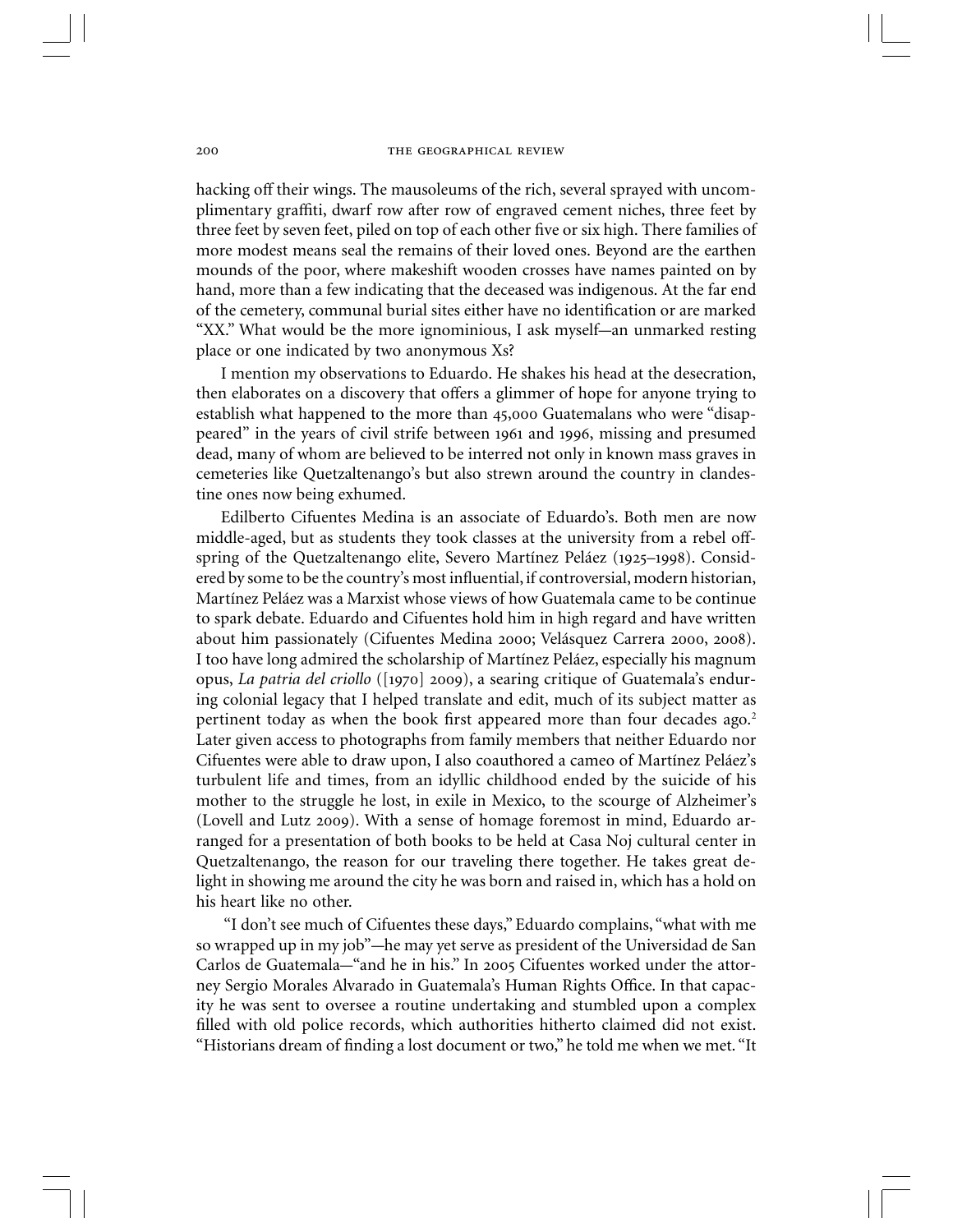hacking off their wings. The mausoleums of the rich, several sprayed with uncomplimentary graffiti, dwarf row after row of engraved cement niches, three feet by three feet by seven feet, piled on top of each other five or six high. There families of more modest means seal the remains of their loved ones. Beyond are the earthen mounds of the poor, where makeshift wooden crosses have names painted on by hand, more than a few indicating that the deceased was indigenous. At the far end of the cemetery, communal burial sites either have no identification or are marked "XX." What would be the more ignominious, I ask myself—an unmarked resting place or one indicated by two anonymous Xs?

I mention my observations to Eduardo. He shakes his head at the desecration, then elaborates on a discovery that offers a glimmer of hope for anyone trying to establish what happened to the more than 45,000 Guatemalans who were "disappeared" in the years of civil strife between 1961 and 1996, missing and presumed dead, many of whom are believed to be interred not only in known mass graves in cemeteries like Quetzaltenango's but also strewn around the country in clandestine ones now being exhumed.

Edilberto Cifuentes Medina is an associate of Eduardo's. Both men are now middle-aged, but as students they took classes at the university from a rebel offspring of the Quetzaltenango elite, Severo Martínez Peláez (1925–1998). Considered by some to be the country's most influential, if controversial, modern historian, Martínez Peláez was a Marxist whose views of how Guatemala came to be continue to spark debate. Eduardo and Cifuentes hold him in high regard and have written about him passionately (Cifuentes Medina 2000; Velásquez Carrera 2000, 2008). I too have long admired the scholarship of Martínez Peláez, especially his magnum opus, *La patria del criollo* ([1970] 2009), a searing critique of Guatemala's enduring colonial legacy that I helped translate and edit, much of its subject matter as pertinent today as when the book first appeared more than four decades ago.[2] Later given access to photographs from family members that neither Eduardo nor Cifuentes were able to draw upon, I also coauthored a cameo of Martínez Peláez's turbulent life and times, from an idyllic childhood ended by the suicide of his mother to the struggle he lost, in exile in Mexico, to the scourge of Alzheimer's (Lovell and Lutz 2009). With a sense of homage foremost in mind, Eduardo arranged for a presentation of both books to be held at Casa Noj cultural center in Quetzaltenango, the reason for our traveling there together. He takes great delight in showing me around the city he was born and raised in, which has a hold on his heart like no other.

"I don't see much of Cifuentes these days," Eduardo complains, "what with me so wrapped up in my job"—he may yet serve as president of the Universidad de San Carlos de Guatemala—"and he in his." In 2005 Cifuentes worked under the attorney Sergio Morales Alvarado in Guatemala's Human Rights Office. In that capacity he was sent to oversee a routine undertaking and stumbled upon a complex filled with old police records, which authorities hitherto claimed did not exist. "Historians dream of finding a lost document or two," he told me when we met. "It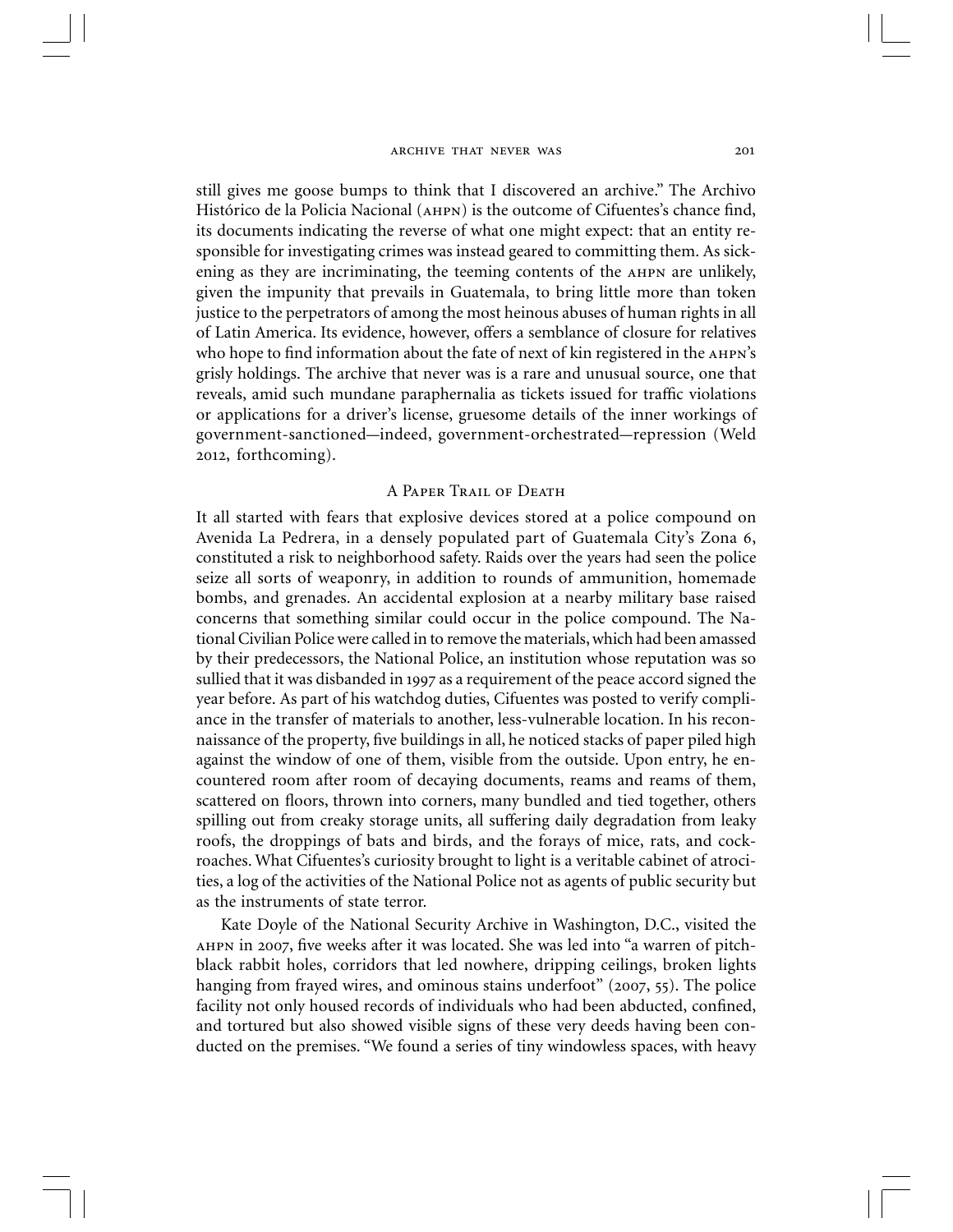still gives me goose bumps to think that I discovered an archive." The Archivo Histórico de la Policia Nacional (AHPN) is the outcome of Cifuentes's chance find, its documents indicating the reverse of what one might expect: that an entity responsible for investigating crimes was instead geared to committing them. As sickening as they are incriminating, the teeming contents of the AHPN are unlikely, given the impunity that prevails in Guatemala, to bring little more than token justice to the perpetrators of among the most heinous abuses of human rights in all of Latin America. Its evidence, however, offers a semblance of closure for relatives who hope to find information about the fate of next of kin registered in the AHPN's grisly holdings. The archive that never was is a rare and unusual source, one that reveals, amid such mundane paraphernalia as tickets issued for traffic violations or applications for a driver's license, gruesome details of the inner workings of government-sanctioned—indeed, government-orchestrated—repression (Weld 2012, forthcoming).

## A Paper Trail of Death

It all started with fears that explosive devices stored at a police compound on Avenida La Pedrera, in a densely populated part of Guatemala City's Zona 6, constituted a risk to neighborhood safety. Raids over the years had seen the police seize all sorts of weaponry, in addition to rounds of ammunition, homemade bombs, and grenades. An accidental explosion at a nearby military base raised concerns that something similar could occur in the police compound. The National Civilian Police were called in to remove the materials, which had been amassed by their predecessors, the National Police, an institution whose reputation was so sullied that it was disbanded in 1997 as a requirement of the peace accord signed the year before. As part of his watchdog duties, Cifuentes was posted to verify compliance in the transfer of materials to another, less-vulnerable location. In his reconnaissance of the property, five buildings in all, he noticed stacks of paper piled high against the window of one of them, visible from the outside. Upon entry, he encountered room after room of decaying documents, reams and reams of them, scattered on floors, thrown into corners, many bundled and tied together, others spilling out from creaky storage units, all suffering daily degradation from leaky roofs, the droppings of bats and birds, and the forays of mice, rats, and cockroaches. What Cifuentes's curiosity brought to light is a veritable cabinet of atrocities, a log of the activities of the National Police not as agents of public security but as the instruments of state terror.

Kate Doyle of the National Security Archive in Washington, D.C., visited the AHPN in 2007, five weeks after it was located. She was led into "a warren of pitch-black rabbit holes, corridors that led nowhere, dripping ceilings, broken lights hanging from frayed wires, and ominous stains underfoot" (2007, 55). The police facility not only housed records of individuals who had been abducted, confined, and tortured but also showed visible signs of these very deeds having been conducted on the premises. "We found a series of tiny windowless spaces, with heavy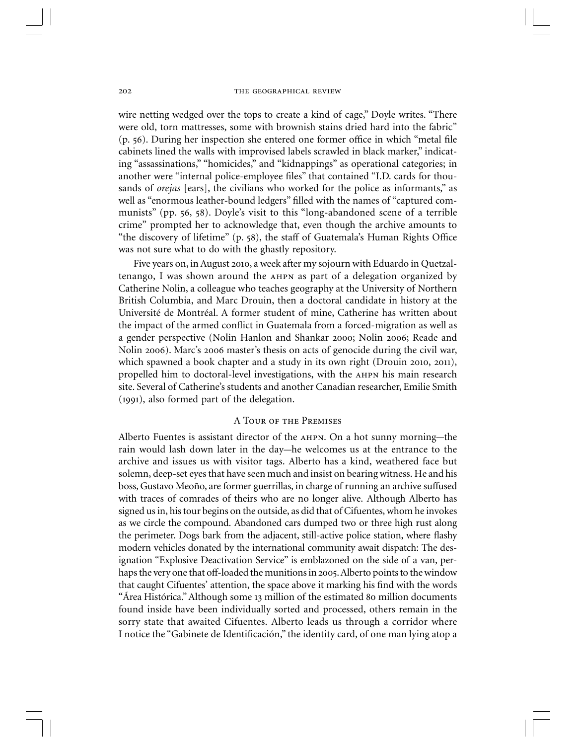wire netting wedged over the tops to create a kind of cage," Doyle writes. "There were old, torn mattresses, some with brownish stains dried hard into the fabric" (p. 56). During her inspection she entered one former office in which "metal file cabinets lined the walls with improvised labels scrawled in black marker," indicating "assassinations," "homicides," and "kidnappings" as operational categories; in another were "internal police-employee files" that contained "I.D. cards for thousands of *orejas* [ears], the civilians who worked for the police as informants," as well as "enormous leather-bound ledgers" filled with the names of "captured communists" (pp. 56, 58). Doyle's visit to this "long-abandoned scene of a terrible crime" prompted her to acknowledge that, even though the archive amounts to "the discovery of lifetime" (p. 58), the staff of Guatemala's Human Rights Office was not sure what to do with the ghastly repository.

Five years on, in August 2010, a week after my sojourn with Eduardo in Quetzaltenango, I was shown around the AHPN as part of a delegation organized by Catherine Nolin, a colleague who teaches geography at the University of Northern British Columbia, and Marc Drouin, then a doctoral candidate in history at the Université de Montréal. A former student of mine, Catherine has written about the impact of the armed conflict in Guatemala from a forced-migration as well as a gender perspective (Nolin Hanlon and Shankar 2000; Nolin 2006; Reade and Nolin 2006). Marc's 2006 master's thesis on acts of genocide during the civil war, which spawned a book chapter and a study in its own right (Drouin 2010, 2011), propelled him to doctoral-level investigations, with the AHPN his main research site. Several of Catherine's students and another Canadian researcher, Emilie Smith (1991), also formed part of the delegation.

## A Tour of the Premises

Alberto Fuentes is assistant director of the AHPN. On a hot sunny morning—the rain would lash down later in the day—he welcomes us at the entrance to the archive and issues us with visitor tags. Alberto has a kind, weathered face but solemn, deep-set eyes that have seen much and insist on bearing witness. He and his boss, Gustavo Meoño, are former guerrillas, in charge of running an archive suffused with traces of comrades of theirs who are no longer alive. Although Alberto has signed us in, his tour begins on the outside, as did that of Cifuentes, whom he invokes as we circle the compound. Abandoned cars dumped two or three high rust along the perimeter. Dogs bark from the adjacent, still-active police station, where flashy modern vehicles donated by the international community await dispatch: The designation "Explosive Deactivation Service" is emblazoned on the side of a van, perhaps the very one that off-loaded the munitions in 2005. Alberto points to the window that caught Cifuentes' attention, the space above it marking his find with the words "Área Histórica." Although some 13 million of the estimated 80 million documents found inside have been individually sorted and processed, others remain in the sorry state that awaited Cifuentes. Alberto leads us through a corridor where I notice the "Gabinete de Identificación," the identity card, of one man lying atop a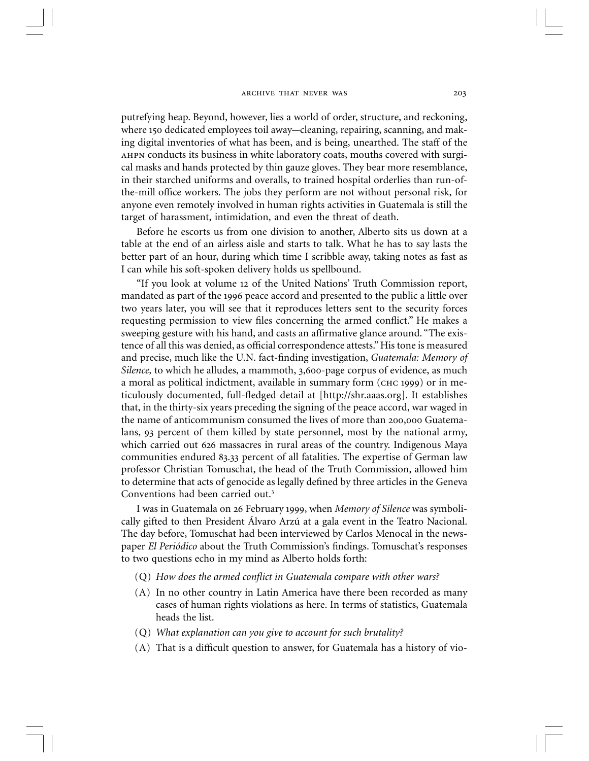putrefying heap. Beyond, however, lies a world of order, structure, and reckoning, where 150 dedicated employees toil away—cleaning, repairing, scanning, and making digital inventories of what has been, and is being, unearthed. The staff of the AHPN conducts its business in white laboratory coats, mouths covered with surgical masks and hands protected by thin gauze gloves. They bear more resemblance, in their starched uniforms and overalls, to trained hospital orderlies than run-of-the-mill office workers. The jobs they perform are not without personal risk, for anyone even remotely involved in human rights activities in Guatemala is still the target of harassment, intimidation, and even the threat of death.

Before he escorts us from one division to another, Alberto sits us down at a table at the end of an airless aisle and starts to talk. What he has to say lasts the better part of an hour, during which time I scribble away, taking notes as fast as I can while his soft-spoken delivery holds us spellbound.

"If you look at volume 12 of the United Nations' Truth Commission report, mandated as part of the 1996 peace accord and presented to the public a little over two years later, you will see that it reproduces letters sent to the security forces requesting permission to view files concerning the armed conflict." He makes a sweeping gesture with his hand, and casts an affirmative glance around. "The existence of all this was denied, as official correspondence attests." His tone is measured and precise, much like the U.N. fact-finding investigation, *Guatemala: Memory of Silence,* to which he alludes, a mammoth, 3,600-page corpus of evidence, as much a moral as political indictment, available in summary form (CHC 1999) or in meticulously documented, full-fledged detail at [http://shr.aaas.org]. It establishes that, in the thirty-six years preceding the signing of the peace accord, war waged in the name of anticommunism consumed the lives of more than 200,000 Guatemalans, 93 percent of them killed by state personnel, most by the national army, which carried out 626 massacres in rural areas of the country. Indigenous Maya communities endured 83.33 percent of all fatalities. The expertise of German law professor Christian Tomuschat, the head of the Truth Commission, allowed him to determine that acts of genocide as legally defined by three articles in the Geneva Conventions had been carried out.[3]

I was in Guatemala on 26 February 1999, when *Memory of Silence* was symbolically gifted to then President Álvaro Arzú at a gala event in the Teatro Nacional. The day before, Tomuschat had been interviewed by Carlos Menocal in the newspaper *El Periódico* about the Truth Commission's findings. Tomuschat's responses to two questions echo in my mind as Alberto holds forth:

(Q) *How does the armed conflict in Guatemala compare with other wars?*

(A) In no other country in Latin America have there been recorded as many cases of human rights violations as here. In terms of statistics, Guatemala heads the list.

(Q) *What explanation can you give to account for such brutality?*

(A) That is a difficult question to answer, for Guatemala has a history of vio-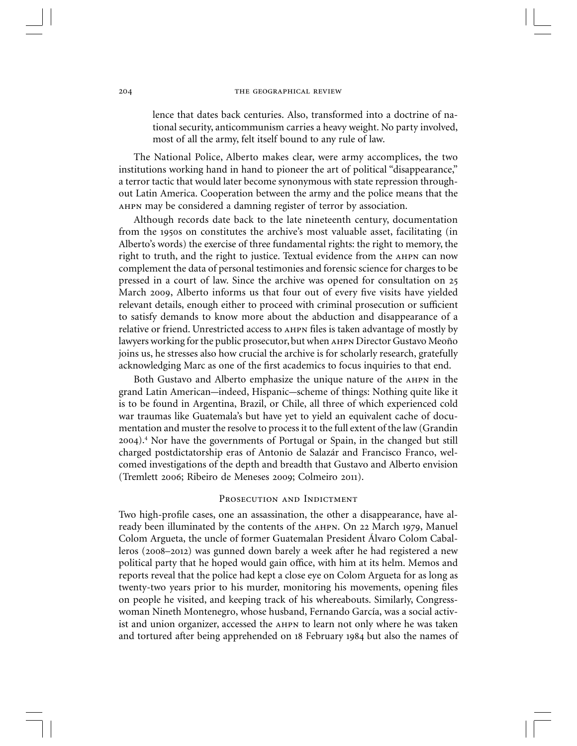> lence that dates back centuries. Also, transformed into a doctrine of national security, anticommunism carries a heavy weight. No party involved, most of all the army, felt itself bound to any rule of law.

The National Police, Alberto makes clear, were army accomplices, the two institutions working hand in hand to pioneer the art of political "disappearance," a terror tactic that would later become synonymous with state repression throughout Latin America. Cooperation between the army and the police means that the AHPN may be considered a damning register of terror by association.

Although records date back to the late nineteenth century, documentation from the 1950s on constitutes the archive's most valuable asset, facilitating (in Alberto's words) the exercise of three fundamental rights: the right to memory, the right to truth, and the right to justice. Textual evidence from the AHPN can now complement the data of personal testimonies and forensic science for charges to be pressed in a court of law. Since the archive was opened for consultation on 25 March 2009, Alberto informs us that four out of every five visits have yielded relevant details, enough either to proceed with criminal prosecution or sufficient to satisfy demands to know more about the abduction and disappearance of a relative or friend. Unrestricted access to AHPN files is taken advantage of mostly by lawyers working for the public prosecutor, but when AHPN Director Gustavo Meoño joins us, he stresses also how crucial the archive is for scholarly research, gratefully acknowledging Marc as one of the first academics to focus inquiries to that end.

Both Gustavo and Alberto emphasize the unique nature of the AHPN in the grand Latin American—indeed, Hispanic—scheme of things: Nothing quite like it is to be found in Argentina, Brazil, or Chile, all three of which experienced cold war traumas like Guatemala's but have yet to yield an equivalent cache of documentation and muster the resolve to process it to the full extent of the law (Grandin 2004).[4] Nor have the governments of Portugal or Spain, in the changed but still charged postdictatorship eras of Antonio de Salazár and Francisco Franco, welcomed investigations of the depth and breadth that Gustavo and Alberto envision (Tremlett 2006; Ribeiro de Meneses 2009; Colmeiro 2011).

## Prosecution and Indictment

Two high-profile cases, one an assassination, the other a disappearance, have already been illuminated by the contents of the AHPN. On 22 March 1979, Manuel Colom Argueta, the uncle of former Guatemalan President Álvaro Colom Caballeros (2008–2012) was gunned down barely a week after he had registered a new political party that he hoped would gain office, with him at its helm. Memos and reports reveal that the police had kept a close eye on Colom Argueta for as long as twenty-two years prior to his murder, monitoring his movements, opening files on people he visited, and keeping track of his whereabouts. Similarly, Congresswoman Nineth Montenegro, whose husband, Fernando García, was a social activist and union organizer, accessed the AHPN to learn not only where he was taken and tortured after being apprehended on 18 February 1984 but also the names of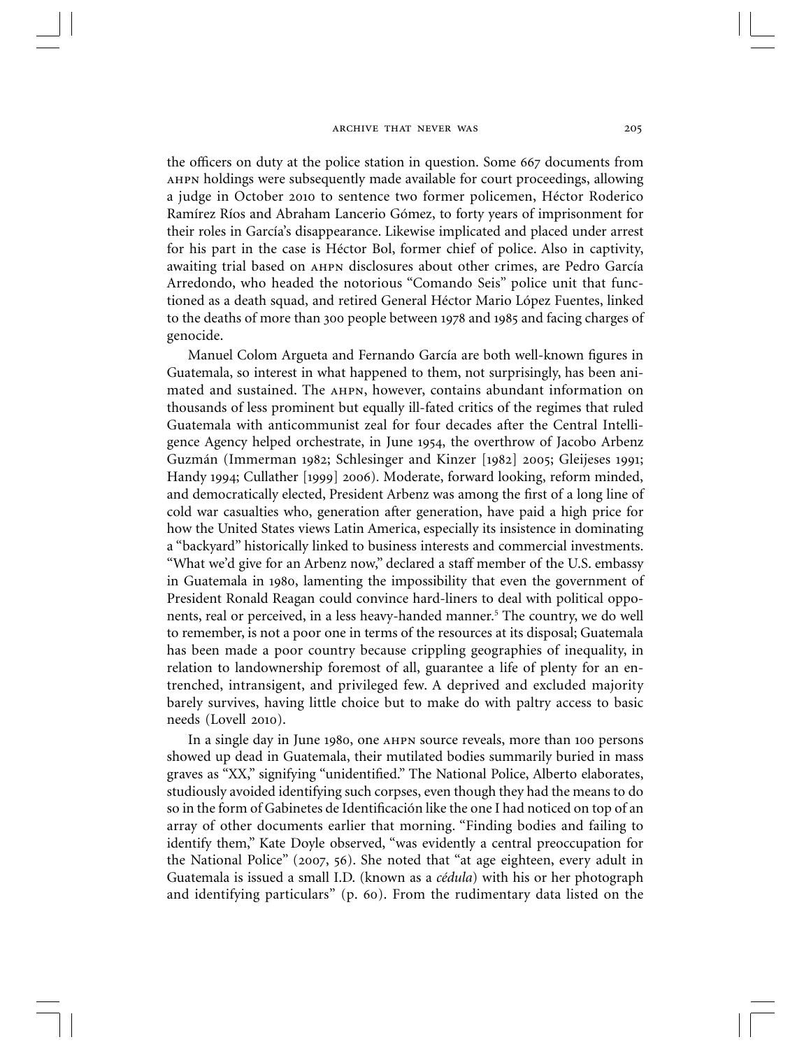the officers on duty at the police station in question. Some 667 documents from AHPN holdings were subsequently made available for court proceedings, allowing a judge in October 2010 to sentence two former policemen, Héctor Roderico Ramírez Ríos and Abraham Lancerio Gómez, to forty years of imprisonment for their roles in García's disappearance. Likewise implicated and placed under arrest for his part in the case is Héctor Bol, former chief of police. Also in captivity, awaiting trial based on AHPN disclosures about other crimes, are Pedro García Arredondo, who headed the notorious "Comando Seis" police unit that functioned as a death squad, and retired General Héctor Mario López Fuentes, linked to the deaths of more than 300 people between 1978 and 1985 and facing charges of genocide.

Manuel Colom Argueta and Fernando García are both well-known figures in Guatemala, so interest in what happened to them, not surprisingly, has been animated and sustained. The AHPN, however, contains abundant information on thousands of less prominent but equally ill-fated critics of the regimes that ruled Guatemala with anticommunist zeal for four decades after the Central Intelligence Agency helped orchestrate, in June 1954, the overthrow of Jacobo Arbenz Guzmán (Immerman 1982; Schlesinger and Kinzer [1982] 2005; Gleijeses 1991; Handy 1994; Cullather [1999] 2006). Moderate, forward looking, reform minded, and democratically elected, President Arbenz was among the first of a long line of cold war casualties who, generation after generation, have paid a high price for how the United States views Latin America, especially its insistence in dominating a "backyard" historically linked to business interests and commercial investments. "What we'd give for an Arbenz now," declared a staff member of the U.S. embassy in Guatemala in 1980, lamenting the impossibility that even the government of President Ronald Reagan could convince hard-liners to deal with political opponents, real or perceived, in a less heavy-handed manner.[5] The country, we do well to remember, is not a poor one in terms of the resources at its disposal; Guatemala has been made a poor country because crippling geographies of inequality, in relation to landownership foremost of all, guarantee a life of plenty for an entrenched, intransigent, and privileged few. A deprived and excluded majority barely survives, having little choice but to make do with paltry access to basic needs (Lovell 2010).

In a single day in June 1980, one AHPN source reveals, more than 100 persons showed up dead in Guatemala, their mutilated bodies summarily buried in mass graves as "XX," signifying "unidentified." The National Police, Alberto elaborates, studiously avoided identifying such corpses, even though they had the means to do so in the form of Gabinetes de Identificación like the one I had noticed on top of an array of other documents earlier that morning. "Finding bodies and failing to identify them," Kate Doyle observed, "was evidently a central preoccupation for the National Police" (2007, 56). She noted that "at age eighteen, every adult in Guatemala is issued a small I.D. (known as a *cédula*) with his or her photograph and identifying particulars" (p. 60). From the rudimentary data listed on the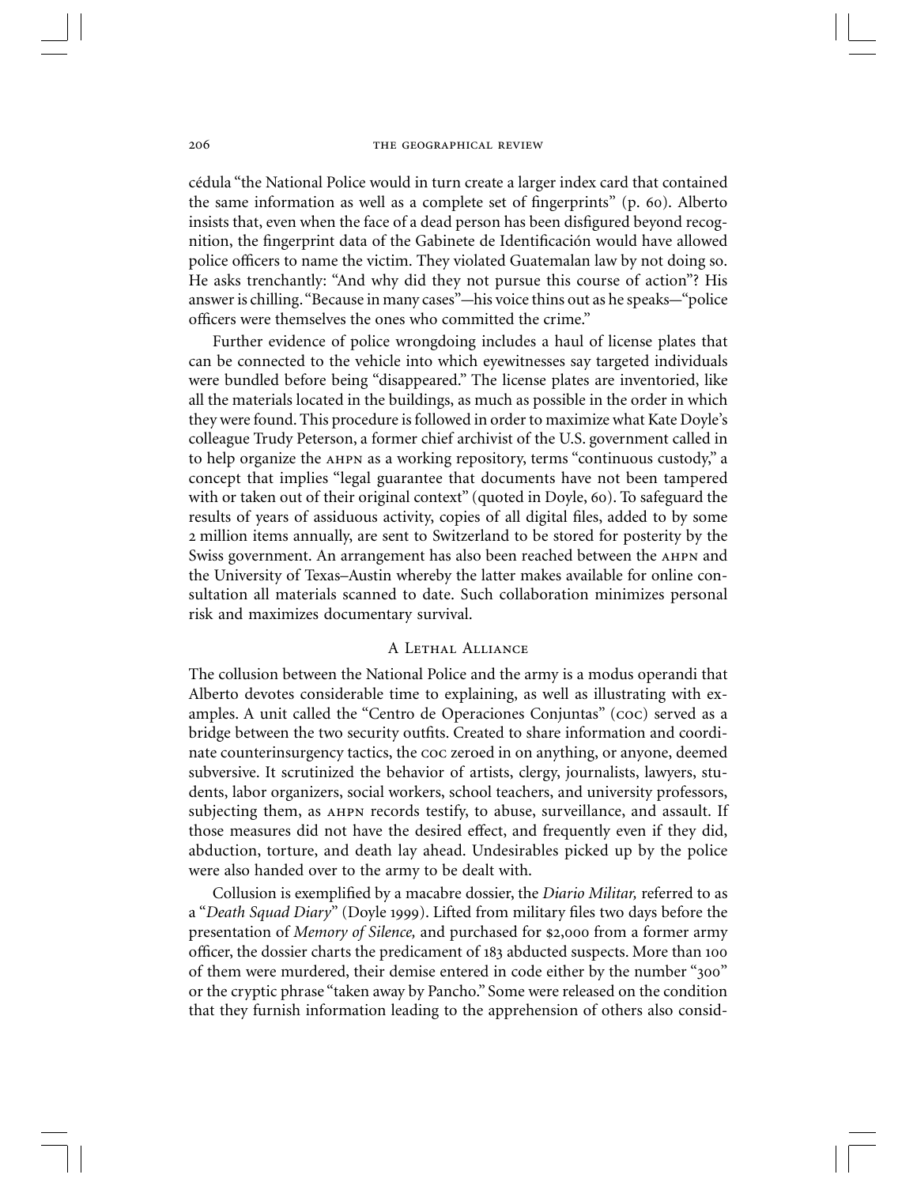cédula "the National Police would in turn create a larger index card that contained the same information as well as a complete set of fingerprints" (p. 60). Alberto insists that, even when the face of a dead person has been disfigured beyond recognition, the fingerprint data of the Gabinete de Identificación would have allowed police officers to name the victim. They violated Guatemalan law by not doing so. He asks trenchantly: "And why did they not pursue this course of action"? His answer is chilling. "Because in many cases"—his voice thins out as he speaks—"police officers were themselves the ones who committed the crime."

Further evidence of police wrongdoing includes a haul of license plates that can be connected to the vehicle into which eyewitnesses say targeted individuals were bundled before being "disappeared." The license plates are inventoried, like all the materials located in the buildings, as much as possible in the order in which they were found. This procedure is followed in order to maximize what Kate Doyle's colleague Trudy Peterson, a former chief archivist of the U.S. government called in to help organize the AHPN as a working repository, terms "continuous custody," a concept that implies "legal guarantee that documents have not been tampered with or taken out of their original context" (quoted in Doyle, 60). To safeguard the results of years of assiduous activity, copies of all digital files, added to by some 2 million items annually, are sent to Switzerland to be stored for posterity by the Swiss government. An arrangement has also been reached between the AHPN and the University of Texas–Austin whereby the latter makes available for online consultation all materials scanned to date. Such collaboration minimizes personal risk and maximizes documentary survival.

## A Lethal Alliance

The collusion between the National Police and the army is a modus operandi that Alberto devotes considerable time to explaining, as well as illustrating with examples. A unit called the "Centro de Operaciones Conjuntas" (COC) served as a bridge between the two security outfits. Created to share information and coordinate counterinsurgency tactics, the COC zeroed in on anything, or anyone, deemed subversive. It scrutinized the behavior of artists, clergy, journalists, lawyers, students, labor organizers, social workers, school teachers, and university professors, subjecting them, as AHPN records testify, to abuse, surveillance, and assault. If those measures did not have the desired effect, and frequently even if they did, abduction, torture, and death lay ahead. Undesirables picked up by the police were also handed over to the army to be dealt with.

Collusion is exemplified by a macabre dossier, the *Diario Militar,* referred to as a "*Death Squad Diary*" (Doyle 1999). Lifted from military files two days before the presentation of *Memory of Silence,* and purchased for $2,000 from a former army officer, the dossier charts the predicament of 183 abducted suspects. More than 100 of them were murdered, their demise entered in code either by the number "300" or the cryptic phrase "taken away by Pancho." Some were released on the condition that they furnish information leading to the apprehension of others also consid-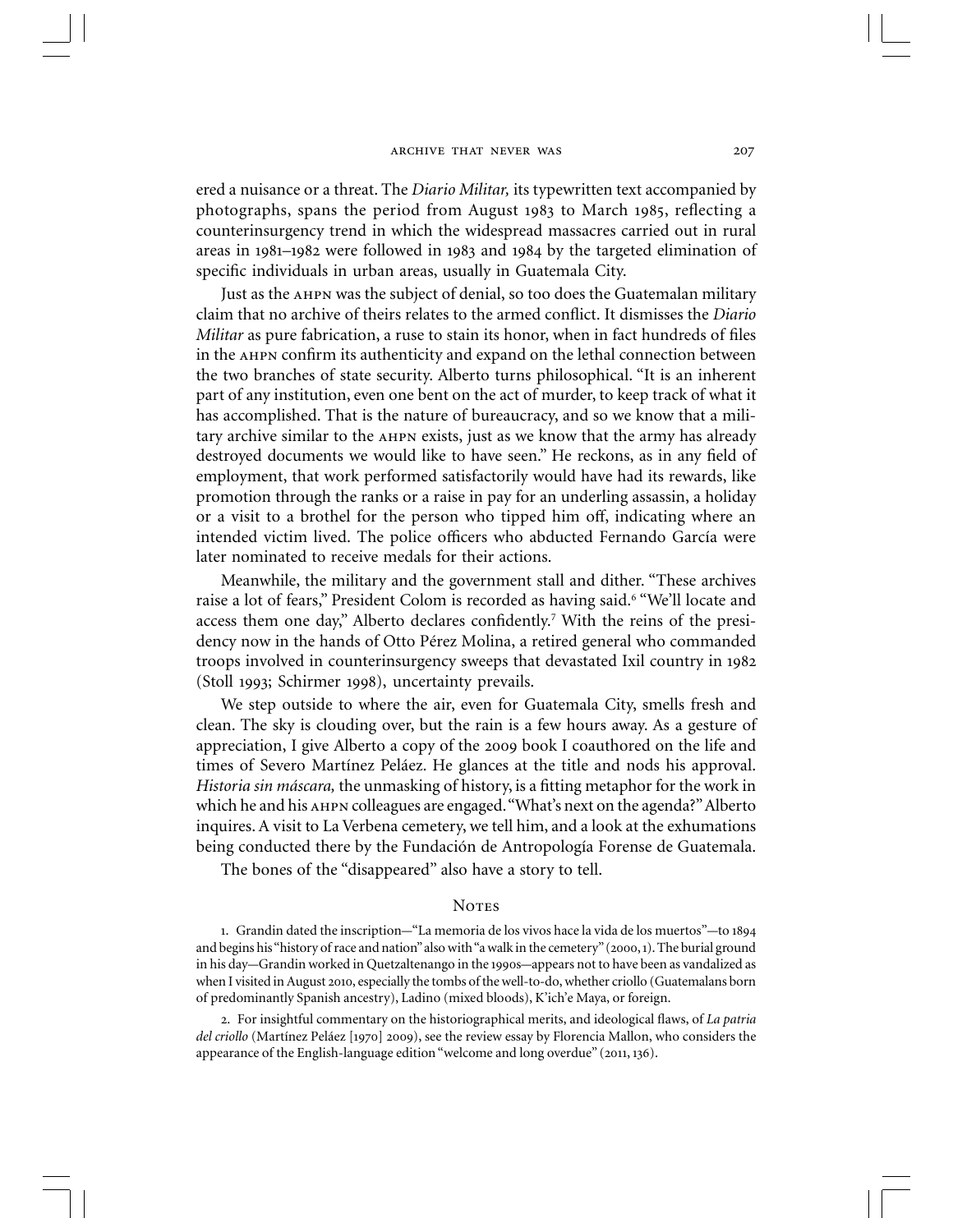ered a nuisance or a threat. The *Diario Militar,* its typewritten text accompanied by photographs, spans the period from August 1983 to March 1985, reflecting a counterinsurgency trend in which the widespread massacres carried out in rural areas in 1981–1982 were followed in 1983 and 1984 by the targeted elimination of specific individuals in urban areas, usually in Guatemala City.

Just as the AHPN was the subject of denial, so too does the Guatemalan military claim that no archive of theirs relates to the armed conflict. It dismisses the *Diario Militar* as pure fabrication, a ruse to stain its honor, when in fact hundreds of files in the AHPN confirm its authenticity and expand on the lethal connection between the two branches of state security. Alberto turns philosophical. "It is an inherent part of any institution, even one bent on the act of murder, to keep track of what it has accomplished. That is the nature of bureaucracy, and so we know that a military archive similar to the AHPN exists, just as we know that the army has already destroyed documents we would like to have seen." He reckons, as in any field of employment, that work performed satisfactorily would have had its rewards, like promotion through the ranks or a raise in pay for an underling assassin, a holiday or a visit to a brothel for the person who tipped him off, indicating where an intended victim lived. The police officers who abducted Fernando García were later nominated to receive medals for their actions.

Meanwhile, the military and the government stall and dither. "These archives raise a lot of fears," President Colom is recorded as having said.[6] "We'll locate and access them one day," Alberto declares confidently.[7] With the reins of the presidency now in the hands of Otto Pérez Molina, a retired general who commanded troops involved in counterinsurgency sweeps that devastated Ixil country in 1982 (Stoll 1993; Schirmer 1998), uncertainty prevails.

We step outside to where the air, even for Guatemala City, smells fresh and clean. The sky is clouding over, but the rain is a few hours away. As a gesture of appreciation, I give Alberto a copy of the 2009 book I coauthored on the life and times of Severo Martínez Peláez. He glances at the title and nods his approval. *Historia sin máscara,* the unmasking of history, is a fitting metaphor for the work in which he and his AHPN colleagues are engaged. "What's next on the agenda?" Alberto inquires. A visit to La Verbena cemetery, we tell him, and a look at the exhumations being conducted there by the Fundación de Antropología Forense de Guatemala.

The bones of the "disappeared" also have a story to tell.

## Notes

1. Grandin dated the inscription—"La memoria de los vivos hace la vida de los muertos"—to 1894 and begins his "history of race and nation" also with "a walk in the cemetery" (2000, 1). The burial ground in his day—Grandin worked in Quetzaltenango in the 1990s—appears not to have been as vandalized as when I visited in August 2010, especially the tombs of the well-to-do, whether criollo (Guatemalans born of predominantly Spanish ancestry), Ladino (mixed bloods), K'ich'e Maya, or foreign.

2. For insightful commentary on the historiographical merits, and ideological flaws, of *La patria del criollo* (Martínez Peláez [1970] 2009), see the review essay by Florencia Mallon, who considers the appearance of the English-language edition "welcome and long overdue" (2011, 136).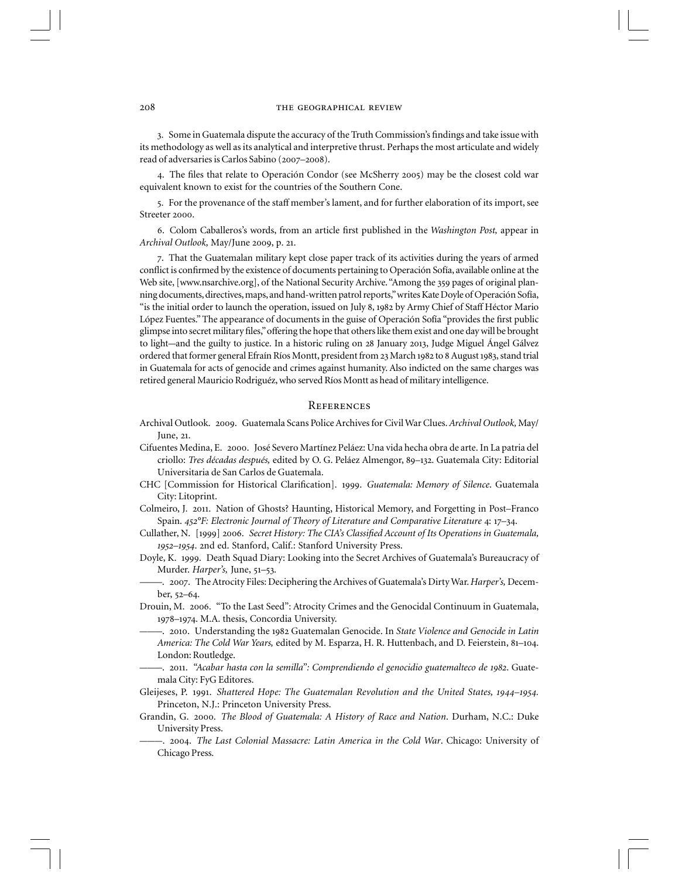3. Some in Guatemala dispute the accuracy of the Truth Commission's findings and take issue with its methodology as well as its analytical and interpretive thrust. Perhaps the most articulate and widely read of adversaries is Carlos Sabino (2007–2008).

4. The files that relate to Operación Condor (see McSherry 2005) may be the closest cold war equivalent known to exist for the countries of the Southern Cone.

5. For the provenance of the staff member's lament, and for further elaboration of its import, see Streeter 2000.

6. Colom Caballeros's words, from an article first published in the *Washington Post,* appear in *Archival Outlook,* May/June 2009, p. 21.

7. That the Guatemalan military kept close paper track of its activities during the years of armed conflict is confirmed by the existence of documents pertaining to Operación Sofía, available online at the Web site, [www.nsarchive.org], of the National Security Archive. "Among the 359 pages of original planning documents, directives, maps, and hand-written patrol reports," writes Kate Doyle of Operación Sofía, "is the initial order to launch the operation, issued on July 8, 1982 by Army Chief of Staff Héctor Mario López Fuentes." The appearance of documents in the guise of Operación Sofía "provides the first public glimpse into secret military files," offering the hope that others like them exist and one day will be brought to light—and the guilty to justice. In a historic ruling on 28 January 2013, Judge Miguel Ángel Gálvez ordered that former general Efraín Ríos Montt, president from 23 March 1982 to 8 August 1983, stand trial in Guatemala for acts of genocide and crimes against humanity. Also indicted on the same charges was retired general Mauricio Rodriguéz, who served Ríos Montt as head of military intelligence.

## References

Archival Outlook. 2009. Guatemala Scans Police Archives for Civil War Clues. *Archival Outlook,* May/June, 21.

Cifuentes Medina, E. 2000. José Severo Martínez Peláez: Una vida hecha obra de arte. In La patria del criollo: *Tres décadas después,* edited by O. G. Peláez Almengor, 89–132. Guatemala City: Editorial Universitaria de San Carlos de Guatemala.

CHC [Commission for Historical Clarification]. 1999. *Guatemala: Memory of Silence.* Guatemala City: Litoprint.

Colmeiro, J. 2011. Nation of Ghosts? Haunting, Historical Memory, and Forgetting in Post–Franco Spain. *452°F: Electronic Journal of Theory of Literature and Comparative Literature* 4: 17–34.

Cullather, N. [1999] 2006. *Secret History: The CIA's Classified Account of Its Operations in Guatemala, 1952–1954*. 2nd ed. Stanford, Calif.: Stanford University Press.

Doyle, K. 1999. Death Squad Diary: Looking into the Secret Archives of Guatemala's Bureaucracy of Murder. *Harper's,* June, 51–53.

———. 2007. The Atrocity Files: Deciphering the Archives of Guatemala's Dirty War. *Harper's,* December, 52–64.

Drouin, M. 2006. "To the Last Seed": Atrocity Crimes and the Genocidal Continuum in Guatemala, 1978–1974. M.A. thesis, Concordia University.

———. 2010. Understanding the 1982 Guatemalan Genocide. In *State Violence and Genocide in Latin America: The Cold War Years,* edited by M. Esparza, H. R. Huttenbach, and D. Feierstein, 81–104. London: Routledge.

———. 2011. *"Acabar hasta con la semilla": Comprendiendo el genocidio guatemalteco de 1982*. Guatemala City: FyG Editores.

Gleijeses, P. 1991. *Shattered Hope: The Guatemalan Revolution and the United States, 1944–1954.* Princeton, N.J.: Princeton University Press.

Grandin, G. 2000. *The Blood of Guatemala: A History of Race and Nation*. Durham, N.C.: Duke University Press.

———. 2004. *The Last Colonial Massacre: Latin America in the Cold War*. Chicago: University of Chicago Press.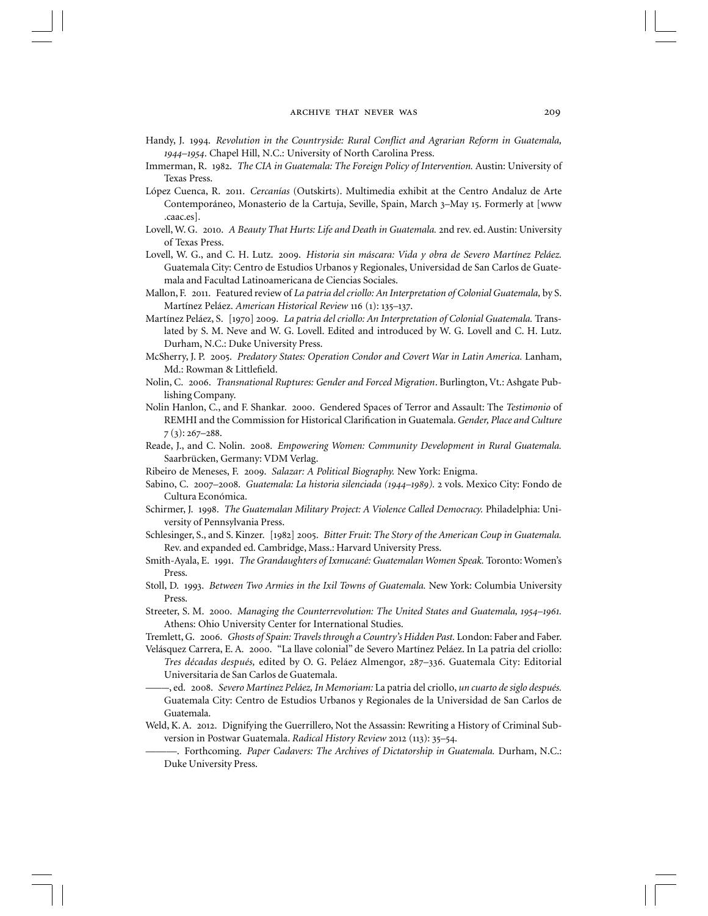Handy, J. 1994. *Revolution in the Countryside: Rural Conflict and Agrarian Reform in Guatemala, 1944–1954*. Chapel Hill, N.C.: University of North Carolina Press.

Immerman, R. 1982. *The CIA in Guatemala: The Foreign Policy of Intervention.* Austin: University of Texas Press.

López Cuenca, R. 2011. *Cercanías* (Outskirts). Multimedia exhibit at the Centro Andaluz de Arte Contemporáneo, Monasterio de la Cartuja, Seville, Spain, March 3–May 15. Formerly at [www.caac.es].

Lovell, W. G. 2010. *A Beauty That Hurts: Life and Death in Guatemala.* 2nd rev. ed. Austin: University of Texas Press.

Lovell, W. G., and C. H. Lutz. 2009. *Historia sin máscara: Vida y obra de Severo Martínez Peláez.* Guatemala City: Centro de Estudios Urbanos y Regionales, Universidad de San Carlos de Guatemala and Facultad Latinoamericana de Ciencias Sociales.

Mallon, F. 2011. Featured review of *La patria del criollo: An Interpretation of Colonial Guatemala,* by S. Martínez Peláez. *American Historical Review* 116 (1): 135–137.

Martínez Peláez, S. [1970] 2009. *La patria del criollo: An Interpretation of Colonial Guatemala.* Translated by S. M. Neve and W. G. Lovell. Edited and introduced by W. G. Lovell and C. H. Lutz. Durham, N.C.: Duke University Press.

McSherry, J. P. 2005. *Predatory States: Operation Condor and Covert War in Latin America.* Lanham, Md.: Rowman & Littlefield.

Nolin, C. 2006. *Transnational Ruptures: Gender and Forced Migration*. Burlington, Vt.: Ashgate Publishing Company.

Nolin Hanlon, C., and F. Shankar. 2000. Gendered Spaces of Terror and Assault: The *Testimonio* of REMHI and the Commission for Historical Clarification in Guatemala. *Gender, Place and Culture* 7 (3): 267–288.

Reade, J., and C. Nolin. 2008. *Empowering Women: Community Development in Rural Guatemala.* Saarbrücken, Germany: VDM Verlag.

Ribeiro de Meneses, F. 2009. *Salazar: A Political Biography.* New York: Enigma.

Sabino, C. 2007–2008. *Guatemala: La historia silenciada (1944–1989).* 2 vols. Mexico City: Fondo de Cultura Económica.

Schirmer, J. 1998. *The Guatemalan Military Project: A Violence Called Democracy.* Philadelphia: University of Pennsylvania Press.

Schlesinger, S., and S. Kinzer. [1982] 2005. *Bitter Fruit: The Story of the American Coup in Guatemala.* Rev. and expanded ed. Cambridge, Mass.: Harvard University Press.

Smith-Ayala, E. 1991. *The Grandaughters of Ixmucané: Guatemalan Women Speak.* Toronto: Women's Press.

Stoll, D. 1993. *Between Two Armies in the Ixil Towns of Guatemala.* New York: Columbia University Press.

Streeter, S. M. 2000. *Managing the Counterrevolution: The United States and Guatemala, 1954–1961.* Athens: Ohio University Center for International Studies.

Tremlett, G. 2006. *Ghosts of Spain: Travels through a Country's Hidden Past.* London: Faber and Faber.

Velásquez Carrera, E. A. 2000. "La llave colonial" de Severo Martínez Peláez. In La patria del criollo: *Tres décadas después,* edited by O. G. Peláez Almengor, 287–336. Guatemala City: Editorial Universitaria de San Carlos de Guatemala.

——, ed. 2008. *Severo Martínez Peláez, In Memoriam:* La patria del criollo, *un cuarto de siglo después.* Guatemala City: Centro de Estudios Urbanos y Regionales de la Universidad de San Carlos de Guatemala.

Weld, K. A. 2012. Dignifying the Guerrillero, Not the Assassin: Rewriting a History of Criminal Subversion in Postwar Guatemala. *Radical History Review* 2012 (113): 35–54.

———. Forthcoming. *Paper Cadavers: The Archives of Dictatorship in Guatemala.* Durham, N.C.: Duke University Press.